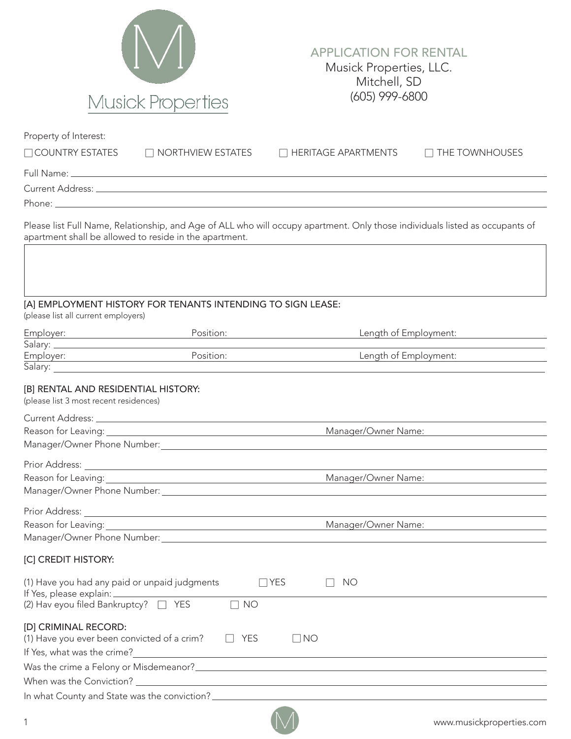Musick Properties

# APPLICATION FOR RENTAL

Musick Properties, LLC.
Mitchell, SD
(605) 999-6800

Property of Interest:

☐ COUNTRY ESTATES ☐ NORTHVIEW ESTATES ☐ HERITAGE APARTMENTS ☐ THE TOWNHOUSES

Full Name: ____________________

Current Address: ____________________

Phone: ____________________

Please list Full Name, Relationship, and Age of ALL who will occupy apartment. Only those individuals listed as occupants of apartment shall be allowed to reside in the apartment.

|  |
|---|
|  |

## [A] EMPLOYMENT HISTORY FOR TENANTS INTENDING TO SIGN LEASE:

(please list all current employers)

Employer: __________ Position: __________ Length of Employment: __________

Salary: ____________________

Employer: __________ Position: __________ Length of Employment: __________

Salary: ____________________

## [B] RENTAL AND RESIDENTIAL HISTORY:

(please list 3 most recent residences)

Current Address: ____________________

Reason for Leaving: __________ Manager/Owner Name: __________

Manager/Owner Phone Number: ____________________

Prior Address: ____________________

Reason for Leaving: __________ Manager/Owner Name: __________

Manager/Owner Phone Number: ____________________

Prior Address: ____________________

Reason for Leaving: __________ Manager/Owner Name: __________

Manager/Owner Phone Number: ____________________

## [C] CREDIT HISTORY:

(1) Have you had any paid or unpaid judgments ☐ YES ☐ NO

If Yes, please explain: ____________________

(2) Hav eyou filed Bankruptcy? ☐ YES ☐ NO

## [D] CRIMINAL RECORD:

(1) Have you ever been convicted of a crim? ☐ YES ☐ NO

If Yes, what was the crime? ____________________

Was the crime a Felony or Misdemeanor? ____________________

When was the Conviction? ____________________

In what County and State was the conviction? ____________________

www.musickproperties.com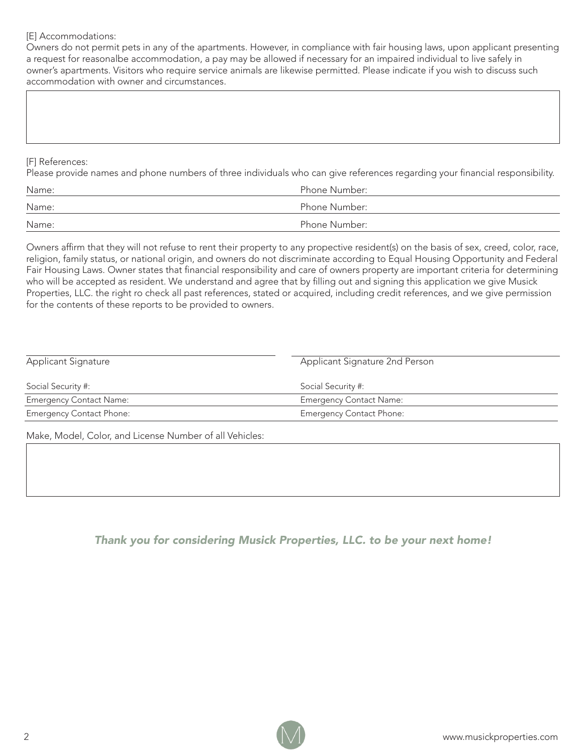[E] Accommodations:
Owners do not permit pets in any of the apartments. However, in compliance with fair housing laws, upon applicant presenting a request for reasonalbe accommodation, a pay may be allowed if necessary for an impaired individual to live safely in owner's apartments. Visitors who require service animals are likewise permitted. Please indicate if you wish to discuss such accommodation with owner and circumstances.

[F] References:
Please provide names and phone numbers of three individuals who can give references regarding your financial responsibility.

| | |
|---|---|
| Name: | Phone Number: |
| Name: | Phone Number: |
| Name: | Phone Number: |

Owners affirm that they will not refuse to rent their property to any propective resident(s) on the basis of sex, creed, color, race, religion, family status, or national origin, and owners do not discriminate according to Equal Housing Opportunity and Federal Fair Housing Laws. Owner states that financial responsibility and care of owners property are important criteria for determining who will be accepted as resident. We understand and agree that by filling out and signing this application we give Musick Properties, LLC. the right ro check all past references, stated or acquired, including credit references, and we give permission for the contents of these reports to be provided to owners.

| | |
|---|---|
| Applicant Signature | Applicant Signature 2nd Person |
| Social Security #: | Social Security #: |
| Emergency Contact Name: | Emergency Contact Name: |
| Emergency Contact Phone: | Emergency Contact Phone: |

Make, Model, Color, and License Number of all Vehicles:

***Thank you for considering Musick Properties, LLC. to be your next home!***

www.musickproperties.com